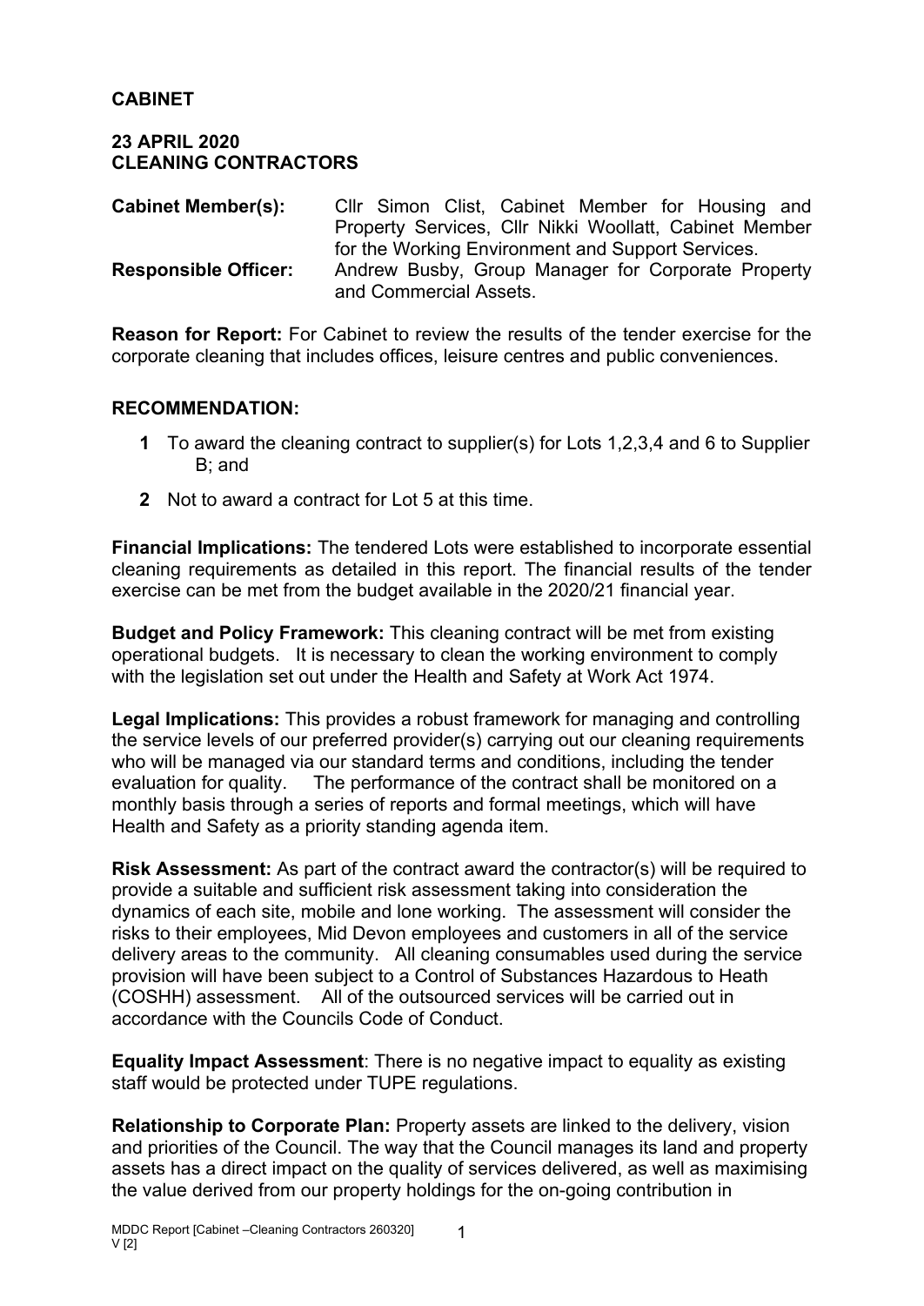**CABINET**

**23 APRIL 2020**
**CLEANING CONTRACTORS**

| | |
|---|---|
| **Cabinet Member(s):** | Cllr Simon Clist, Cabinet Member for Housing and Property Services, Cllr Nikki Woollatt, Cabinet Member for the Working Environment and Support Services. |
| **Responsible Officer:** | Andrew Busby, Group Manager for Corporate Property and Commercial Assets. |

**Reason for Report:** For Cabinet to review the results of the tender exercise for the corporate cleaning that includes offices, leisure centres and public conveniences.

**RECOMMENDATION:**

1. To award the cleaning contract to supplier(s) for Lots 1,2,3,4 and 6 to Supplier B; and
2. Not to award a contract for Lot 5 at this time.

**Financial Implications:** The tendered Lots were established to incorporate essential cleaning requirements as detailed in this report. The financial results of the tender exercise can be met from the budget available in the 2020/21 financial year.

**Budget and Policy Framework:** This cleaning contract will be met from existing operational budgets. It is necessary to clean the working environment to comply with the legislation set out under the Health and Safety at Work Act 1974.

**Legal Implications:** This provides a robust framework for managing and controlling the service levels of our preferred provider(s) carrying out our cleaning requirements who will be managed via our standard terms and conditions, including the tender evaluation for quality. The performance of the contract shall be monitored on a monthly basis through a series of reports and formal meetings, which will have Health and Safety as a priority standing agenda item.

**Risk Assessment:** As part of the contract award the contractor(s) will be required to provide a suitable and sufficient risk assessment taking into consideration the dynamics of each site, mobile and lone working. The assessment will consider the risks to their employees, Mid Devon employees and customers in all of the service delivery areas to the community. All cleaning consumables used during the service provision will have been subject to a Control of Substances Hazardous to Heath (COSHH) assessment. All of the outsourced services will be carried out in accordance with the Councils Code of Conduct.

**Equality Impact Assessment**: There is no negative impact to equality as existing staff would be protected under TUPE regulations.

**Relationship to Corporate Plan:** Property assets are linked to the delivery, vision and priorities of the Council. The way that the Council manages its land and property assets has a direct impact on the quality of services delivered, as well as maximising the value derived from our property holdings for the on-going contribution in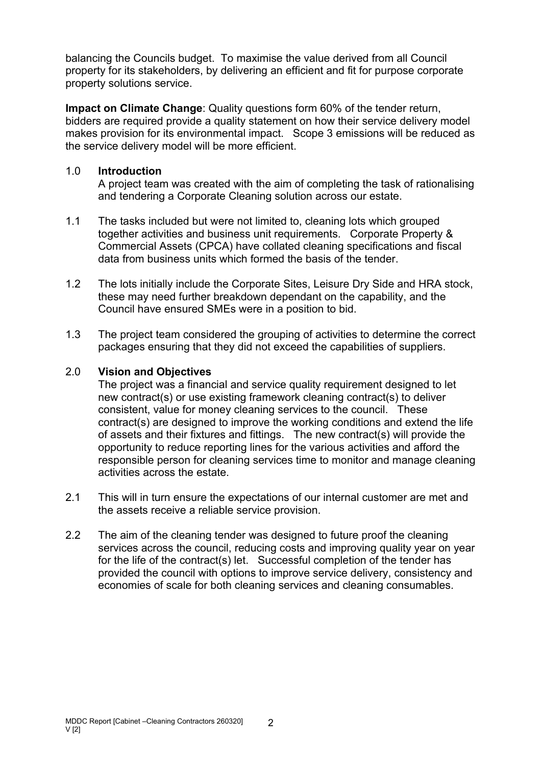balancing the Councils budget. To maximise the value derived from all Council property for its stakeholders, by delivering an efficient and fit for purpose corporate property solutions service.

**Impact on Climate Change**: Quality questions form 60% of the tender return, bidders are required provide a quality statement on how their service delivery model makes provision for its environmental impact. Scope 3 emissions will be reduced as the service delivery model will be more efficient.

## 1.0 Introduction

A project team was created with the aim of completing the task of rationalising and tendering a Corporate Cleaning solution across our estate.

1.1 The tasks included but were not limited to, cleaning lots which grouped together activities and business unit requirements. Corporate Property & Commercial Assets (CPCA) have collated cleaning specifications and fiscal data from business units which formed the basis of the tender.

1.2 The lots initially include the Corporate Sites, Leisure Dry Side and HRA stock, these may need further breakdown dependant on the capability, and the Council have ensured SMEs were in a position to bid.

1.3 The project team considered the grouping of activities to determine the correct packages ensuring that they did not exceed the capabilities of suppliers.

## 2.0 Vision and Objectives

The project was a financial and service quality requirement designed to let new contract(s) or use existing framework cleaning contract(s) to deliver consistent, value for money cleaning services to the council. These contract(s) are designed to improve the working conditions and extend the life of assets and their fixtures and fittings. The new contract(s) will provide the opportunity to reduce reporting lines for the various activities and afford the responsible person for cleaning services time to monitor and manage cleaning activities across the estate.

2.1 This will in turn ensure the expectations of our internal customer are met and the assets receive a reliable service provision.

2.2 The aim of the cleaning tender was designed to future proof the cleaning services across the council, reducing costs and improving quality year on year for the life of the contract(s) let. Successful completion of the tender has provided the council with options to improve service delivery, consistency and economies of scale for both cleaning services and cleaning consumables.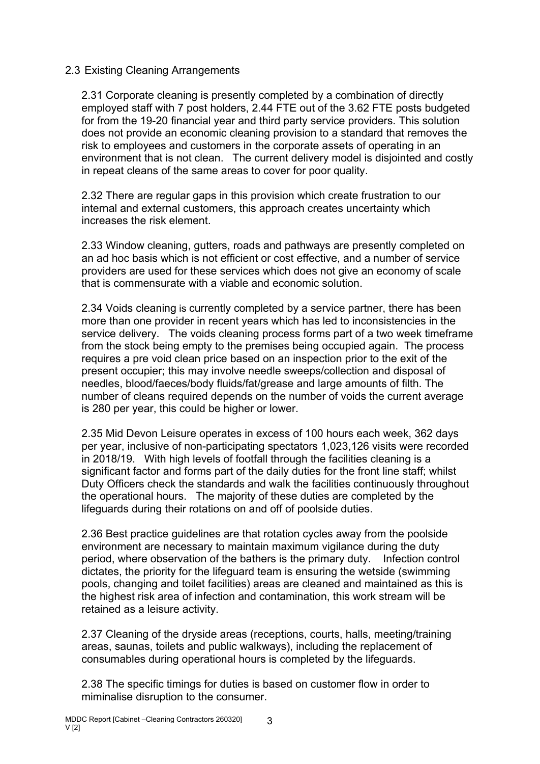## 2.3 Existing Cleaning Arrangements

2.31 Corporate cleaning is presently completed by a combination of directly employed staff with 7 post holders, 2.44 FTE out of the 3.62 FTE posts budgeted for from the 19-20 financial year and third party service providers. This solution does not provide an economic cleaning provision to a standard that removes the risk to employees and customers in the corporate assets of operating in an environment that is not clean. The current delivery model is disjointed and costly in repeat cleans of the same areas to cover for poor quality.

2.32 There are regular gaps in this provision which create frustration to our internal and external customers, this approach creates uncertainty which increases the risk element.

2.33 Window cleaning, gutters, roads and pathways are presently completed on an ad hoc basis which is not efficient or cost effective, and a number of service providers are used for these services which does not give an economy of scale that is commensurate with a viable and economic solution.

2.34 Voids cleaning is currently completed by a service partner, there has been more than one provider in recent years which has led to inconsistencies in the service delivery. The voids cleaning process forms part of a two week timeframe from the stock being empty to the premises being occupied again. The process requires a pre void clean price based on an inspection prior to the exit of the present occupier; this may involve needle sweeps/collection and disposal of needles, blood/faeces/body fluids/fat/grease and large amounts of filth. The number of cleans required depends on the number of voids the current average is 280 per year, this could be higher or lower.

2.35 Mid Devon Leisure operates in excess of 100 hours each week, 362 days per year, inclusive of non-participating spectators 1,023,126 visits were recorded in 2018/19. With high levels of footfall through the facilities cleaning is a significant factor and forms part of the daily duties for the front line staff; whilst Duty Officers check the standards and walk the facilities continuously throughout the operational hours. The majority of these duties are completed by the lifeguards during their rotations on and off of poolside duties.

2.36 Best practice guidelines are that rotation cycles away from the poolside environment are necessary to maintain maximum vigilance during the duty period, where observation of the bathers is the primary duty. Infection control dictates, the priority for the lifeguard team is ensuring the wetside (swimming pools, changing and toilet facilities) areas are cleaned and maintained as this is the highest risk area of infection and contamination, this work stream will be retained as a leisure activity.

2.37 Cleaning of the dryside areas (receptions, courts, halls, meeting/training areas, saunas, toilets and public walkways), including the replacement of consumables during operational hours is completed by the lifeguards.

2.38 The specific timings for duties is based on customer flow in order to miminalise disruption to the consumer.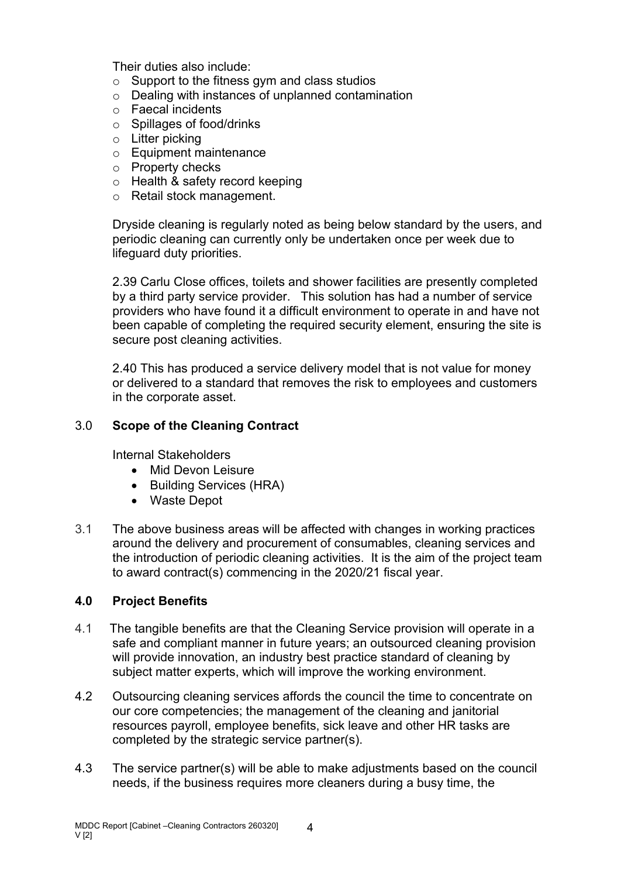Their duties also include:

- Support to the fitness gym and class studios
- Dealing with instances of unplanned contamination
- Faecal incidents
- Spillages of food/drinks
- Litter picking
- Equipment maintenance
- Property checks
- Health & safety record keeping
- Retail stock management.

Dryside cleaning is regularly noted as being below standard by the users, and periodic cleaning can currently only be undertaken once per week due to lifeguard duty priorities.

2.39 Carlu Close offices, toilets and shower facilities are presently completed by a third party service provider. This solution has had a number of service providers who have found it a difficult environment to operate in and have not been capable of completing the required security element, ensuring the site is secure post cleaning activities.

2.40 This has produced a service delivery model that is not value for money or delivered to a standard that removes the risk to employees and customers in the corporate asset.

## 3.0 Scope of the Cleaning Contract

Internal Stakeholders

- Mid Devon Leisure
- Building Services (HRA)
- Waste Depot

3.1 The above business areas will be affected with changes in working practices around the delivery and procurement of consumables, cleaning services and the introduction of periodic cleaning activities. It is the aim of the project team to award contract(s) commencing in the 2020/21 fiscal year.

## 4.0 Project Benefits

4.1 The tangible benefits are that the Cleaning Service provision will operate in a safe and compliant manner in future years; an outsourced cleaning provision will provide innovation, an industry best practice standard of cleaning by subject matter experts, which will improve the working environment.

4.2 Outsourcing cleaning services affords the council the time to concentrate on our core competencies; the management of the cleaning and janitorial resources payroll, employee benefits, sick leave and other HR tasks are completed by the strategic service partner(s).

4.3 The service partner(s) will be able to make adjustments based on the council needs, if the business requires more cleaners during a busy time, the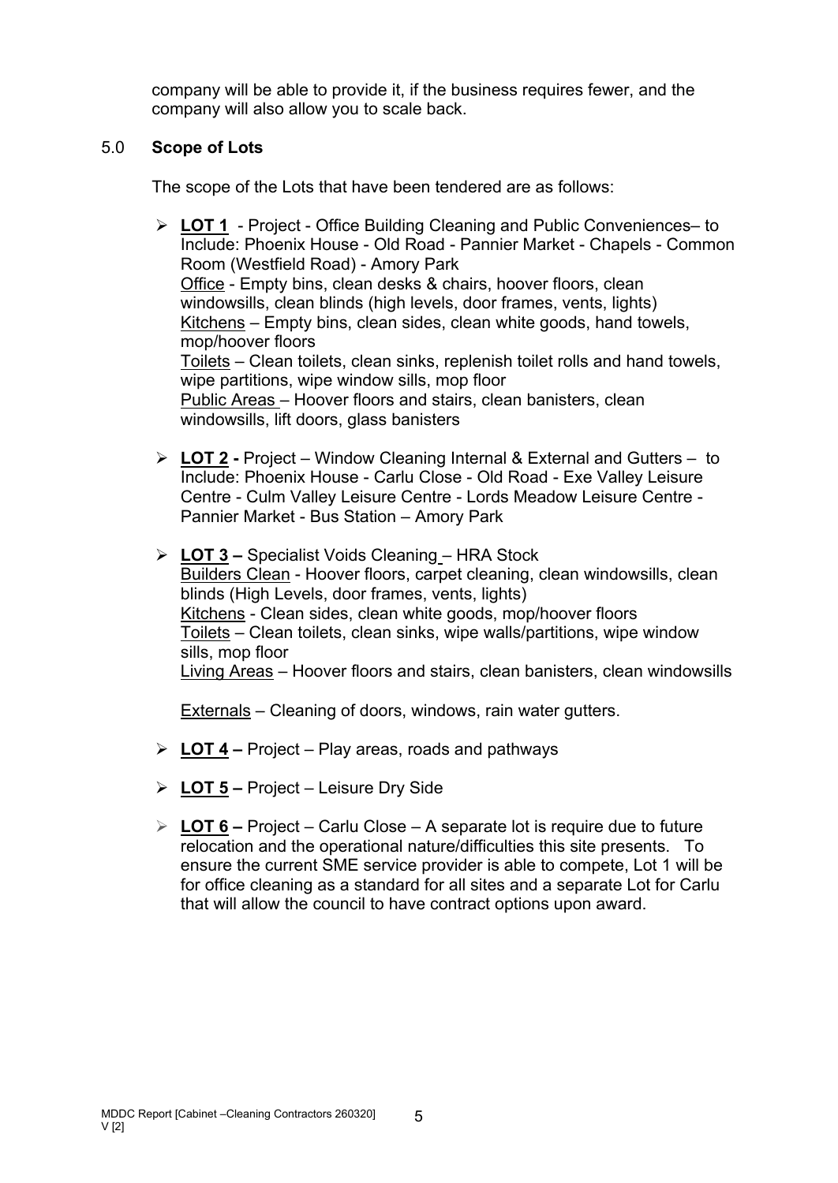company will be able to provide it, if the business requires fewer, and the company will also allow you to scale back.

## 5.0 **Scope of Lots**

The scope of the Lots that have been tendered are as follows:

- **LOT 1** - Project - Office Building Cleaning and Public Conveniences– to Include: Phoenix House - Old Road - Pannier Market - Chapels - Common Room (Westfield Road) - Amory Park
  Office - Empty bins, clean desks & chairs, hoover floors, clean windowsills, clean blinds (high levels, door frames, vents, lights)
  Kitchens – Empty bins, clean sides, clean white goods, hand towels, mop/hoover floors
  Toilets – Clean toilets, clean sinks, replenish toilet rolls and hand towels, wipe partitions, wipe window sills, mop floor
  Public Areas – Hoover floors and stairs, clean banisters, clean windowsills, lift doors, glass banisters

- **LOT 2 -** Project – Window Cleaning Internal & External and Gutters – to Include: Phoenix House - Carlu Close - Old Road - Exe Valley Leisure Centre - Culm Valley Leisure Centre - Lords Meadow Leisure Centre - Pannier Market - Bus Station – Amory Park

- **LOT 3 –** Specialist Voids Cleaning – HRA Stock
  Builders Clean - Hoover floors, carpet cleaning, clean windowsills, clean blinds (High Levels, door frames, vents, lights)
  Kitchens - Clean sides, clean white goods, mop/hoover floors
  Toilets – Clean toilets, clean sinks, wipe walls/partitions, wipe window sills, mop floor
  Living Areas – Hoover floors and stairs, clean banisters, clean windowsills

  Externals – Cleaning of doors, windows, rain water gutters.

- **LOT 4 –** Project – Play areas, roads and pathways

- **LOT 5 –** Project – Leisure Dry Side

- **LOT 6 –** Project – Carlu Close – A separate lot is require due to future relocation and the operational nature/difficulties this site presents. To ensure the current SME service provider is able to compete, Lot 1 will be for office cleaning as a standard for all sites and a separate Lot for Carlu that will allow the council to have contract options upon award.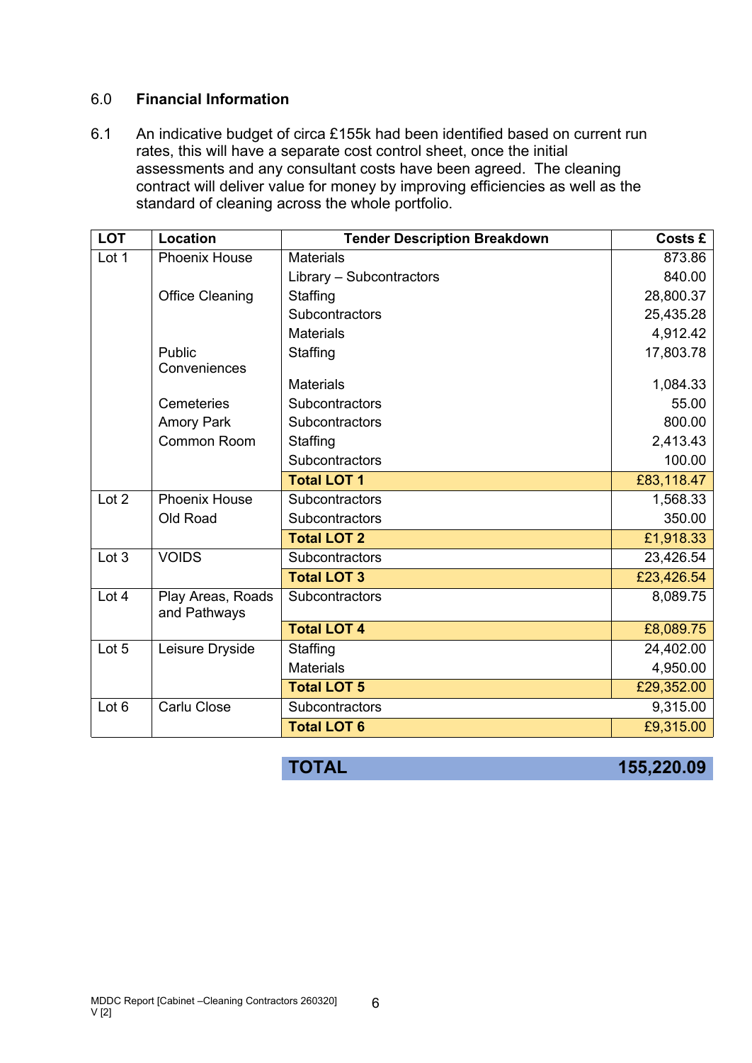## 6.0 **Financial Information**

6.1 An indicative budget of circa £155k had been identified based on current run rates, this will have a separate cost control sheet, once the initial assessments and any consultant costs have been agreed. The cleaning contract will deliver value for money by improving efficiencies as well as the standard of cleaning across the whole portfolio.

| LOT | Location | Tender Description Breakdown | Costs £ |
|---|---|---|---|
| Lot 1 | Phoenix House | Materials | 873.86 |
| | | Library – Subcontractors | 840.00 |
| | Office Cleaning | Staffing | 28,800.37 |
| | | Subcontractors | 25,435.28 |
| | | Materials | 4,912.42 |
| | Public Conveniences | Staffing | 17,803.78 |
| | | Materials | 1,084.33 |
| | Cemeteries | Subcontractors | 55.00 |
| | Amory Park | Subcontractors | 800.00 |
| | Common Room | Staffing | 2,413.43 |
| | | Subcontractors | 100.00 |
| | | **Total LOT 1** | £83,118.47 |
| Lot 2 | Phoenix House | Subcontractors | 1,568.33 |
| | Old Road | Subcontractors | 350.00 |
| | | **Total LOT 2** | £1,918.33 |
| Lot 3 | VOIDS | Subcontractors | 23,426.54 |
| | | **Total LOT 3** | £23,426.54 |
| Lot 4 | Play Areas, Roads and Pathways | Subcontractors | 8,089.75 |
| | | **Total LOT 4** | £8,089.75 |
| Lot 5 | Leisure Dryside | Staffing | 24,402.00 |
| | | Materials | 4,950.00 |
| | | **Total LOT 5** | £29,352.00 |
| Lot 6 | Carlu Close | Subcontractors | 9,315.00 |
| | | **Total LOT 6** | £9,315.00 |
| | | **TOTAL** | **155,220.09** |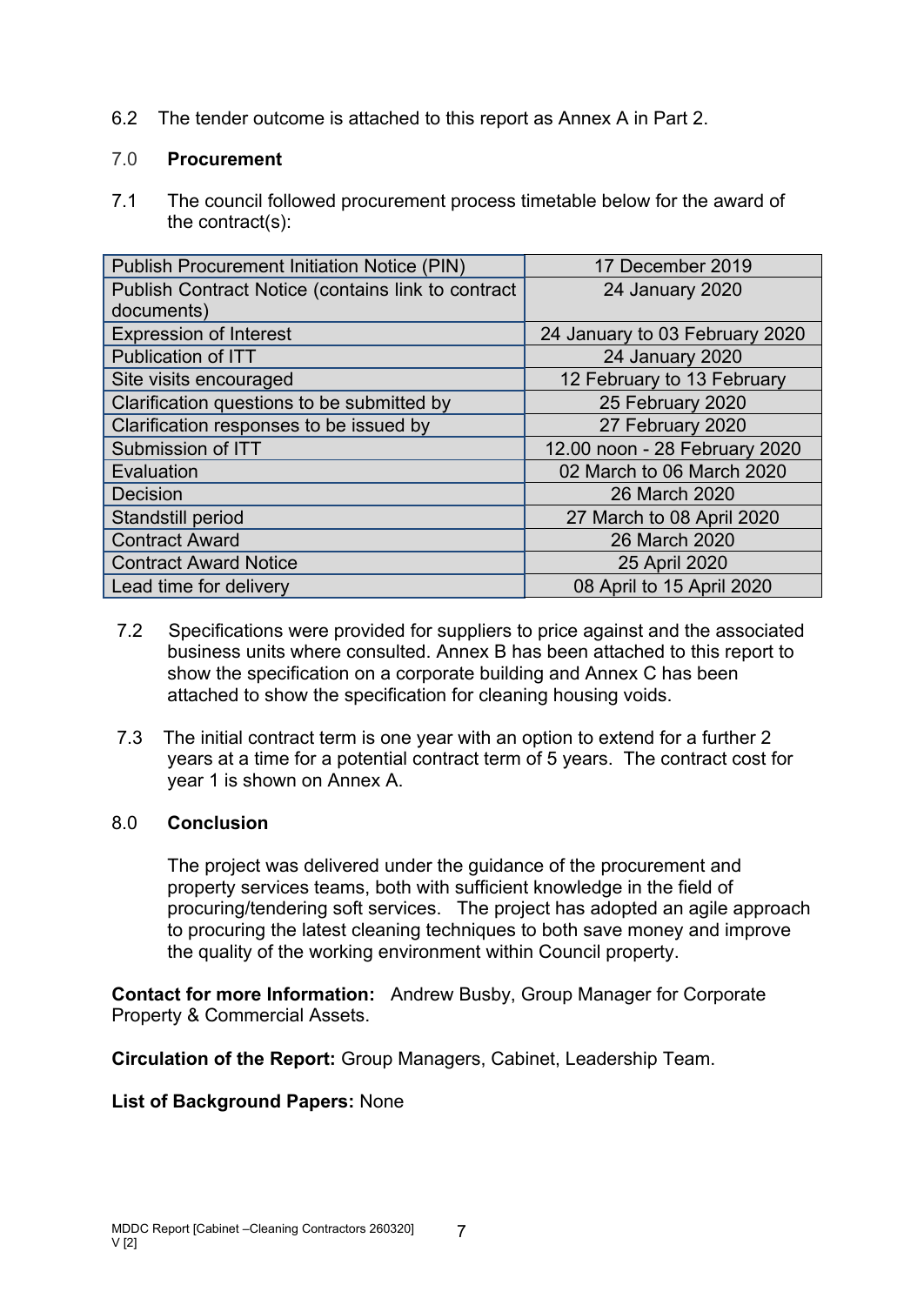6.2 The tender outcome is attached to this report as Annex A in Part 2.

## 7.0 Procurement

7.1 The council followed procurement process timetable below for the award of the contract(s):

| | |
|---|---|
| Publish Procurement Initiation Notice (PIN) | 17 December 2019 |
| Publish Contract Notice (contains link to contract documents) | 24 January 2020 |
| Expression of Interest | 24 January to 03 February 2020 |
| Publication of ITT | 24 January 2020 |
| Site visits encouraged | 12 February to 13 February |
| Clarification questions to be submitted by | 25 February 2020 |
| Clarification responses to be issued by | 27 February 2020 |
| Submission of ITT | 12.00 noon - 28 February 2020 |
| Evaluation | 02 March to 06 March 2020 |
| Decision | 26 March 2020 |
| Standstill period | 27 March to 08 April 2020 |
| Contract Award | 26 March 2020 |
| Contract Award Notice | 25 April 2020 |
| Lead time for delivery | 08 April to 15 April 2020 |

7.2 Specifications were provided for suppliers to price against and the associated business units where consulted. Annex B has been attached to this report to show the specification on a corporate building and Annex C has been attached to show the specification for cleaning housing voids.

7.3 The initial contract term is one year with an option to extend for a further 2 years at a time for a potential contract term of 5 years. The contract cost for year 1 is shown on Annex A.

## 8.0 Conclusion

The project was delivered under the guidance of the procurement and property services teams, both with sufficient knowledge in the field of procuring/tendering soft services. The project has adopted an agile approach to procuring the latest cleaning techniques to both save money and improve the quality of the working environment within Council property.

**Contact for more Information:** Andrew Busby, Group Manager for Corporate Property & Commercial Assets.

**Circulation of the Report:** Group Managers, Cabinet, Leadership Team.

**List of Background Papers:** None